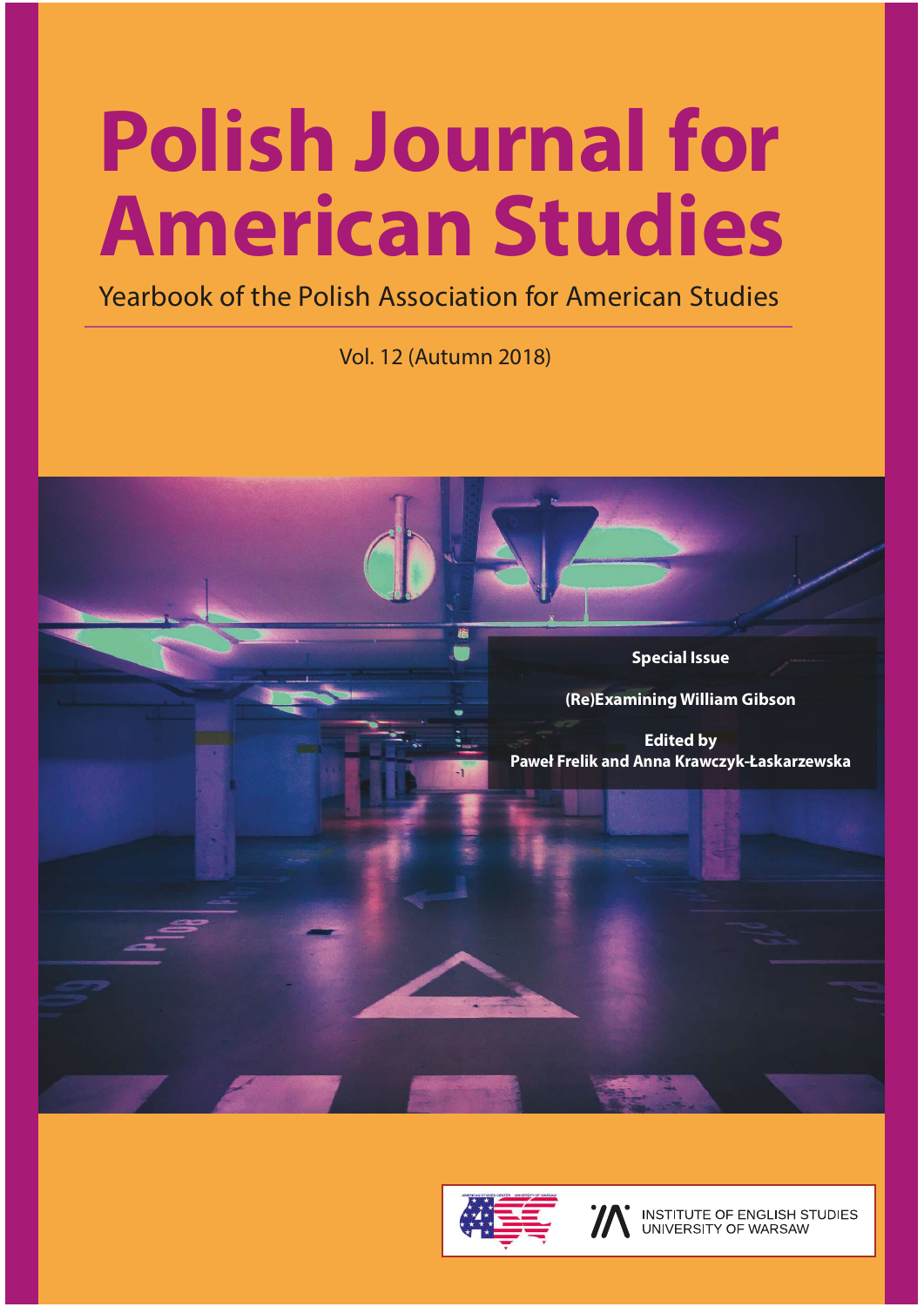# Polish Journal for American Studies

Yearbook of the Polish Association for American Studies

Vol. 12 (Autumn 2018)

**Special Issue**

**(Re)Examining William Gibson**

**Edited by**
**Paweł Frelik and Anna Krawczyk-Łaskarzewska**

INSTITUTE OF ENGLISH STUDIES
UNIVERSITY OF WARSAW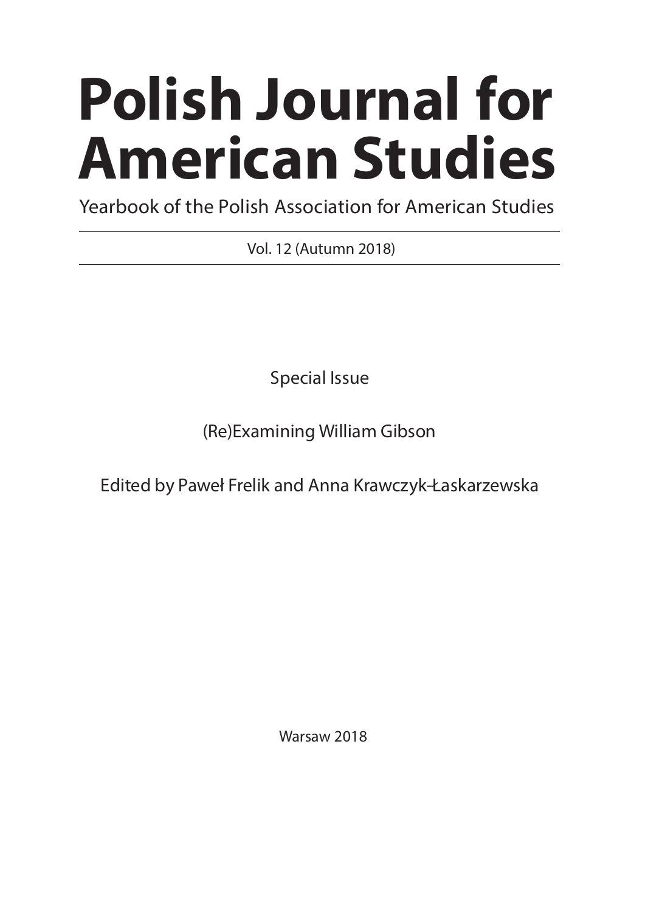# Polish Journal for American Studies

Yearbook of the Polish Association for American Studies

Vol. 12 (Autumn 2018)

Special Issue

(Re)Examining William Gibson

Edited by Paweł Frelik and Anna Krawczyk-Łaskarzewska

Warsaw 2018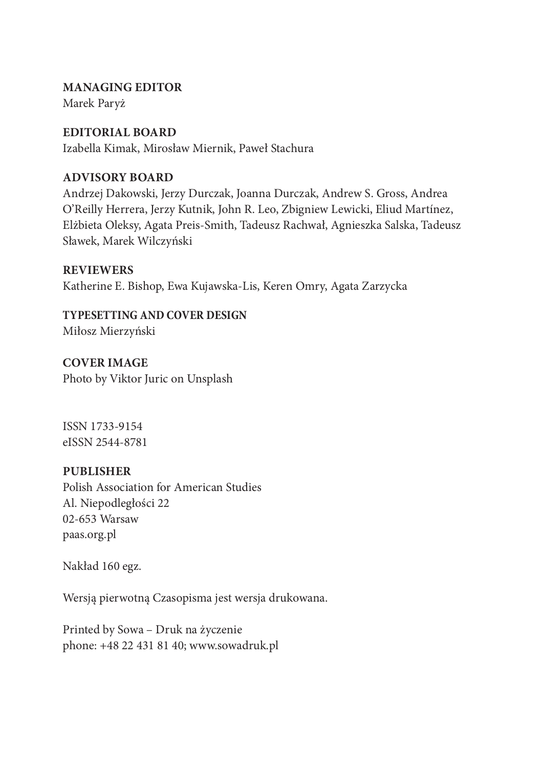**MANAGING EDITOR**
Marek Paryż

**EDITORIAL BOARD**
Izabella Kimak, Mirosław Miernik, Paweł Stachura

**ADVISORY BOARD**
Andrzej Dakowski, Jerzy Durczak, Joanna Durczak, Andrew S. Gross, Andrea O'Reilly Herrera, Jerzy Kutnik, John R. Leo, Zbigniew Lewicki, Eliud Martínez, Elżbieta Oleksy, Agata Preis-Smith, Tadeusz Rachwał, Agnieszka Salska, Tadeusz Sławek, Marek Wilczyński

**REVIEWERS**
Katherine E. Bishop, Ewa Kujawska-Lis, Keren Omry, Agata Zarzycka

**TYPESETTING AND COVER DESIGN**
Miłosz Mierzyński

**COVER IMAGE**
Photo by Viktor Juric on Unsplash

ISSN 1733-9154
eISSN 2544-8781

**PUBLISHER**
Polish Association for American Studies
Al. Niepodległości 22
02-653 Warsaw
paas.org.pl

Nakład 160 egz.

Wersją pierwotną Czasopisma jest wersja drukowana.

Printed by Sowa – Druk na życzenie
phone: +48 22 431 81 40; www.sowadruk.pl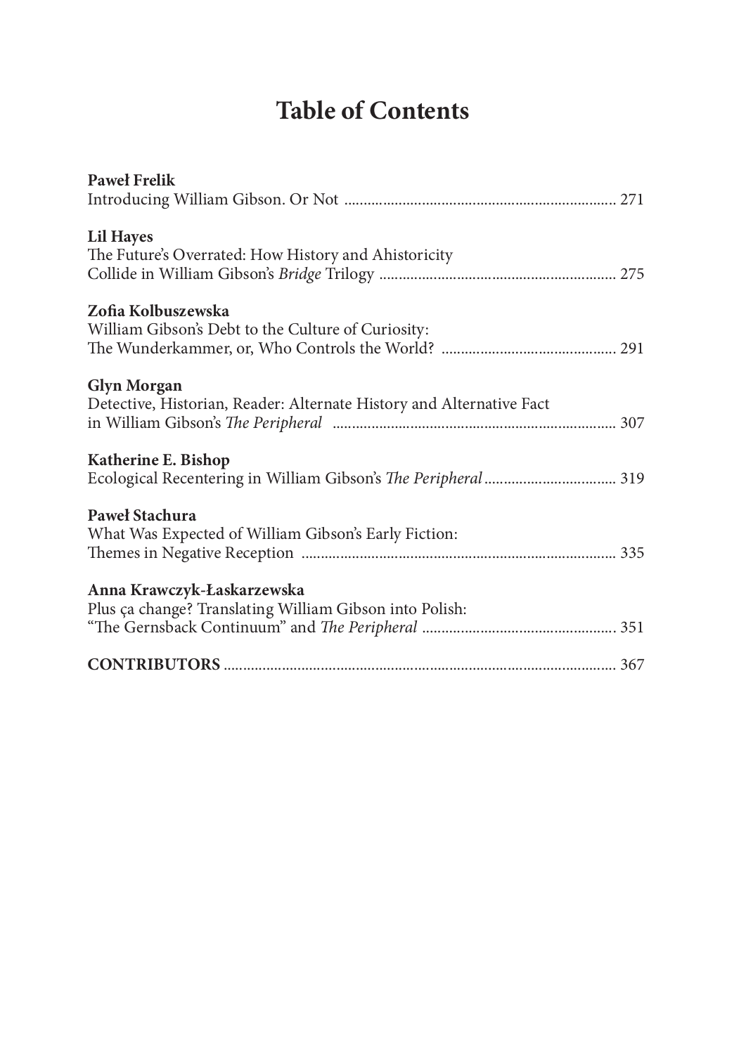# Table of Contents

**Paweł Frelik**
Introducing William Gibson. Or Not ..................................................................... 271

**Lil Hayes**
The Future's Overrated: How History and Ahistoricity
Collide in William Gibson's *Bridge* Trilogy ............................................................ 275

**Zofia Kolbuszewska**
William Gibson's Debt to the Culture of Curiosity:
The Wunderkammer, or, Who Controls the World? ............................................ 291

**Glyn Morgan**
Detective, Historian, Reader: Alternate History and Alternative Fact
in William Gibson's *The Peripheral* ......................................................................... 307

**Katherine E. Bishop**
Ecological Recentering in William Gibson's *The Peripheral* .................................. 319

**Paweł Stachura**
What Was Expected of William Gibson's Early Fiction:
Themes in Negative Reception ................................................................................. 335

**Anna Krawczyk-Łaskarzewska**
Plus ça change? Translating William Gibson into Polish:
"The Gernsback Continuum" and *The Peripheral* ................................................. 351

**CONTRIBUTORS** ..................................................................................................... 367